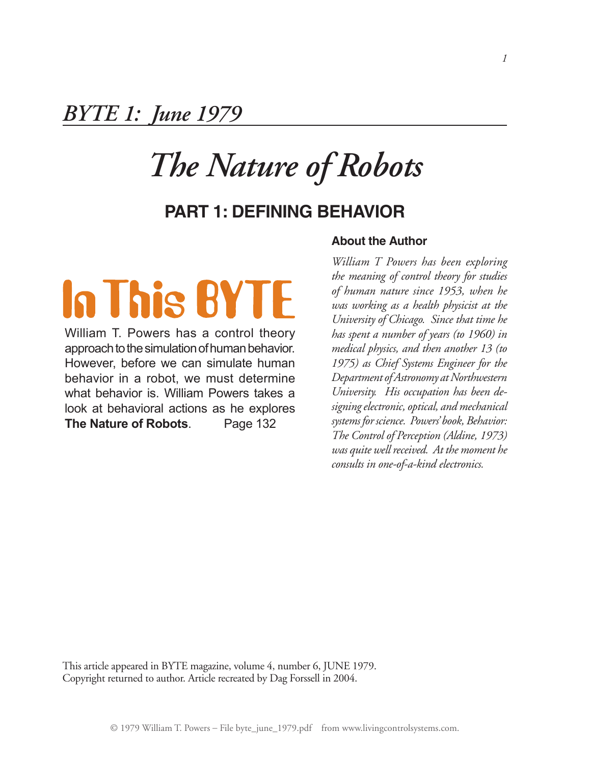## *BYTE 1: June 1979*

# *The Nature of Robots*

## PART 1: DEFINING BEHAVIOR

### In This BYTE

William T. Powers has a control theory approach to the simulation of human behavior. However, before we can simulate human behavior in a robot, we must determine what behavior is. William Powers takes a look at behavioral actions as he explores **The Nature of Robots**. Page 132

### About the Author

*William T Powers has been exploring the meaning of control theory for studies of human nature since 1953, when he was working as a health physicist at the University of Chicago. Since that time he has spent a number of years (to 1960) in medical physics, and then another 13 (to 1975) as Chief Systems Engineer for the Department of Astronomy at Northwestern University. His occupation has been designing electronic, optical, and mechanical systems for science. Powers' book, Behavior: The Control of Perception (Aldine, 1973) was quite well received. At the moment he consults in one-of-a-kind electronics.*

This article appeared in BYTE magazine, volume 4, number 6, JUNE 1979.
Copyright returned to author. Article recreated by Dag Forssell in 2004.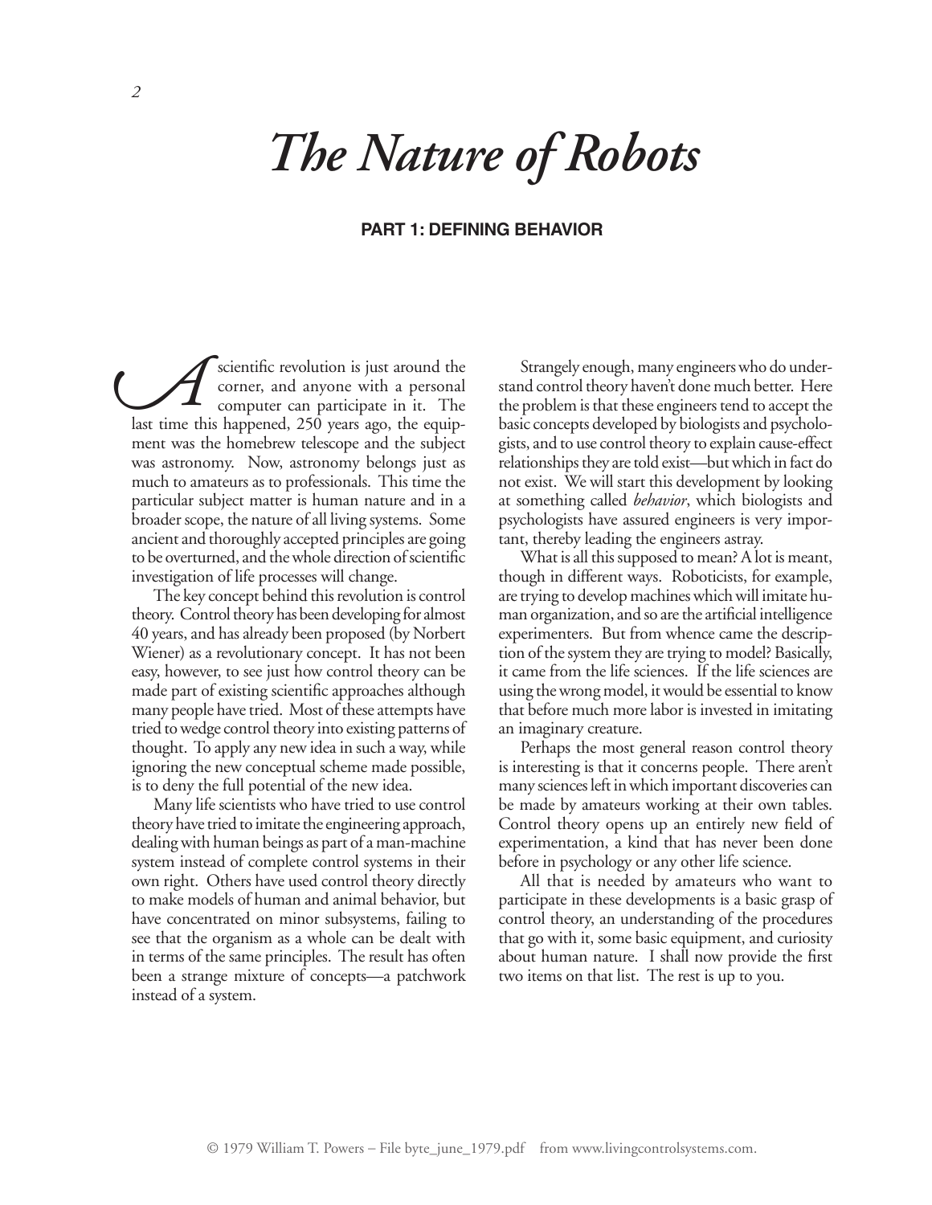# *The Nature of Robots*

## PART 1: DEFINING BEHAVIOR

A scientific revolution is just around the corner, and anyone with a personal computer can participate in it. The last time this happened, 250 years ago, the equipment was the homebrew telescope and the subject was astronomy. Now, astronomy belongs just as much to amateurs as to professionals. This time the particular subject matter is human nature and in a broader scope, the nature of all living systems. Some ancient and thoroughly accepted principles are going to be overturned, and the whole direction of scientific investigation of life processes will change.

The key concept behind this revolution is control theory. Control theory has been developing for almost 40 years, and has already been proposed (by Norbert Wiener) as a revolutionary concept. It has not been easy, however, to see just how control theory can be made part of existing scientific approaches although many people have tried. Most of these attempts have tried to wedge control theory into existing patterns of thought. To apply any new idea in such a way, while ignoring the new conceptual scheme made possible, is to deny the full potential of the new idea.

Many life scientists who have tried to use control theory have tried to imitate the engineering approach, dealing with human beings as part of a man-machine system instead of complete control systems in their own right. Others have used control theory directly to make models of human and animal behavior, but have concentrated on minor subsystems, failing to see that the organism as a whole can be dealt with in terms of the same principles. The result has often been a strange mixture of concepts—a patchwork instead of a system.

Strangely enough, many engineers who do understand control theory haven't done much better. Here the problem is that these engineers tend to accept the basic concepts developed by biologists and psychologists, and to use control theory to explain cause-effect relationships they are told exist—but which in fact do not exist. We will start this development by looking at something called *behavior*, which biologists and psychologists have assured engineers is very important, thereby leading the engineers astray.

What is all this supposed to mean? A lot is meant, though in different ways. Roboticists, for example, are trying to develop machines which will imitate human organization, and so are the artificial intelligence experimenters. But from whence came the description of the system they are trying to model? Basically, it came from the life sciences. If the life sciences are using the wrong model, it would be essential to know that before much more labor is invested in imitating an imaginary creature.

Perhaps the most general reason control theory is interesting is that it concerns people. There aren't many sciences left in which important discoveries can be made by amateurs working at their own tables. Control theory opens up an entirely new field of experimentation, a kind that has never been done before in psychology or any other life science.

All that is needed by amateurs who want to participate in these developments is a basic grasp of control theory, an understanding of the procedures that go with it, some basic equipment, and curiosity about human nature. I shall now provide the first two items on that list. The rest is up to you.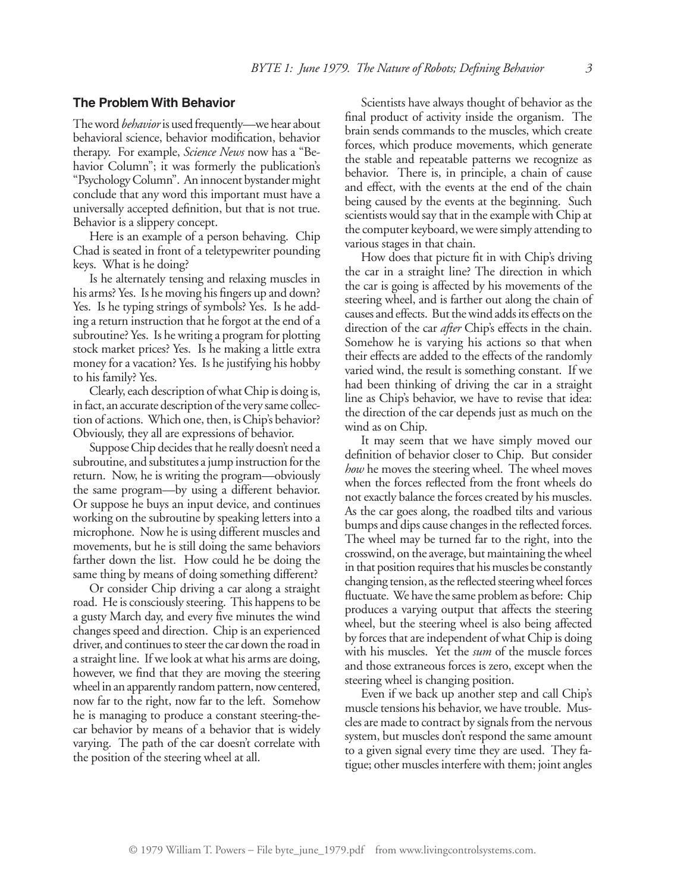## The Problem With Behavior

The word *behavior* is used frequently—we hear about behavioral science, behavior modification, behavior therapy. For example, *Science News* now has a "Behavior Column"; it was formerly the publication's "Psychology Column". An innocent bystander might conclude that any word this important must have a universally accepted definition, but that is not true. Behavior is a slippery concept.

Here is an example of a person behaving. Chip Chad is seated in front of a teletypewriter pounding keys. What is he doing?

Is he alternately tensing and relaxing muscles in his arms? Yes. Is he moving his fingers up and down? Yes. Is he typing strings of symbols? Yes. Is he adding a return instruction that he forgot at the end of a subroutine? Yes. Is he writing a program for plotting stock market prices? Yes. Is he making a little extra money for a vacation? Yes. Is he justifying his hobby to his family? Yes.

Clearly, each description of what Chip is doing is, in fact, an accurate description of the very same collection of actions. Which one, then, is Chip's behavior? Obviously, they all are expressions of behavior.

Suppose Chip decides that he really doesn't need a subroutine, and substitutes a jump instruction for the return. Now, he is writing the program—obviously the same program—by using a different behavior. Or suppose he buys an input device, and continues working on the subroutine by speaking letters into a microphone. Now he is using different muscles and movements, but he is still doing the same behaviors farther down the list. How could he be doing the same thing by means of doing something different?

Or consider Chip driving a car along a straight road. He is consciously steering. This happens to be a gusty March day, and every five minutes the wind changes speed and direction. Chip is an experienced driver, and continues to steer the car down the road in a straight line. If we look at what his arms are doing, however, we find that they are moving the steering wheel in an apparently random pattern, now centered, now far to the right, now far to the left. Somehow he is managing to produce a constant steering-the-car behavior by means of a behavior that is widely varying. The path of the car doesn't correlate with the position of the steering wheel at all.

Scientists have always thought of behavior as the final product of activity inside the organism. The brain sends commands to the muscles, which create forces, which produce movements, which generate the stable and repeatable patterns we recognize as behavior. There is, in principle, a chain of cause and effect, with the events at the end of the chain being caused by the events at the beginning. Such scientists would say that in the example with Chip at the computer keyboard, we were simply attending to various stages in that chain.

How does that picture fit in with Chip's driving the car in a straight line? The direction in which the car is going is affected by his movements of the steering wheel, and is farther out along the chain of causes and effects. But the wind adds its effects on the direction of the car *after* Chip's effects in the chain. Somehow he is varying his actions so that when their effects are added to the effects of the randomly varied wind, the result is something constant. If we had been thinking of driving the car in a straight line as Chip's behavior, we have to revise that idea: the direction of the car depends just as much on the wind as on Chip.

It may seem that we have simply moved our definition of behavior closer to Chip. But consider *how* he moves the steering wheel. The wheel moves when the forces reflected from the front wheels do not exactly balance the forces created by his muscles. As the car goes along, the roadbed tilts and various bumps and dips cause changes in the reflected forces. The wheel may be turned far to the right, into the crosswind, on the average, but maintaining the wheel in that position requires that his muscles be constantly changing tension, as the reflected steering wheel forces fluctuate. We have the same problem as before: Chip produces a varying output that affects the steering wheel, but the steering wheel is also being affected by forces that are independent of what Chip is doing with his muscles. Yet the *sum* of the muscle forces and those extraneous forces is zero, except when the steering wheel is changing position.

Even if we back up another step and call Chip's muscle tensions his behavior, we have trouble. Muscles are made to contract by signals from the nervous system, but muscles don't respond the same amount to a given signal every time they are used. They fatigue; other muscles interfere with them; joint angles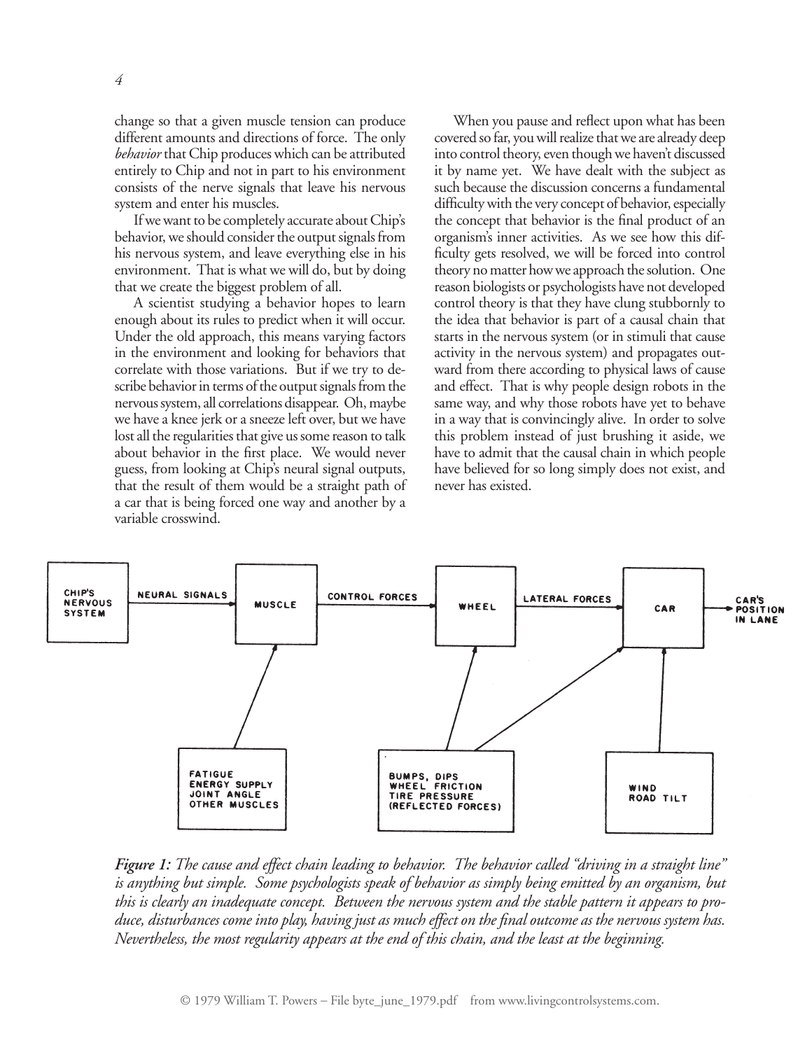change so that a given muscle tension can produce different amounts and directions of force. The only *behavior* that Chip produces which can be attributed entirely to Chip and not in part to his environment consists of the nerve signals that leave his nervous system and enter his muscles.

If we want to be completely accurate about Chip's behavior, we should consider the output signals from his nervous system, and leave everything else in his environment. That is what we will do, but by doing that we create the biggest problem of all.

A scientist studying a behavior hopes to learn enough about its rules to predict when it will occur. Under the old approach, this means varying factors in the environment and looking for behaviors that correlate with those variations. But if we try to describe behavior in terms of the output signals from the nervous system, all correlations disappear. Oh, maybe we have a knee jerk or a sneeze left over, but we have lost all the regularities that give us some reason to talk about behavior in the first place. We would never guess, from looking at Chip's neural signal outputs, that the result of them would be a straight path of a car that is being forced one way and another by a variable crosswind.

When you pause and reflect upon what has been covered so far, you will realize that we are already deep into control theory, even though we haven't discussed it by name yet. We have dealt with the subject as such because the discussion concerns a fundamental difficulty with the very concept of behavior, especially the concept that behavior is the final product of an organism's inner activities. As we see how this difficulty gets resolved, we will be forced into control theory no matter how we approach the solution. One reason biologists or psychologists have not developed control theory is that they have clung stubbornly to the idea that behavior is part of a causal chain that starts in the nervous system (or in stimuli that cause activity in the nervous system) and propagates outward from there according to physical laws of cause and effect. That is why people design robots in the same way, and why those robots have yet to behave in a way that is convincingly alive. In order to solve this problem instead of just brushing it aside, we have to admit that the causal chain in which people have believed for so long simply does not exist, and never has existed.

*__Figure 1:__ The cause and effect chain leading to behavior. The behavior called "driving in a straight line" is anything but simple. Some psychologists speak of behavior as simply being emitted by an organism, but this is clearly an inadequate concept. Between the nervous system and the stable pattern it appears to produce, disturbances come into play, having just as much effect on the final outcome as the nervous system has. Nevertheless, the most regularity appears at the end of this chain, and the least at the beginning.*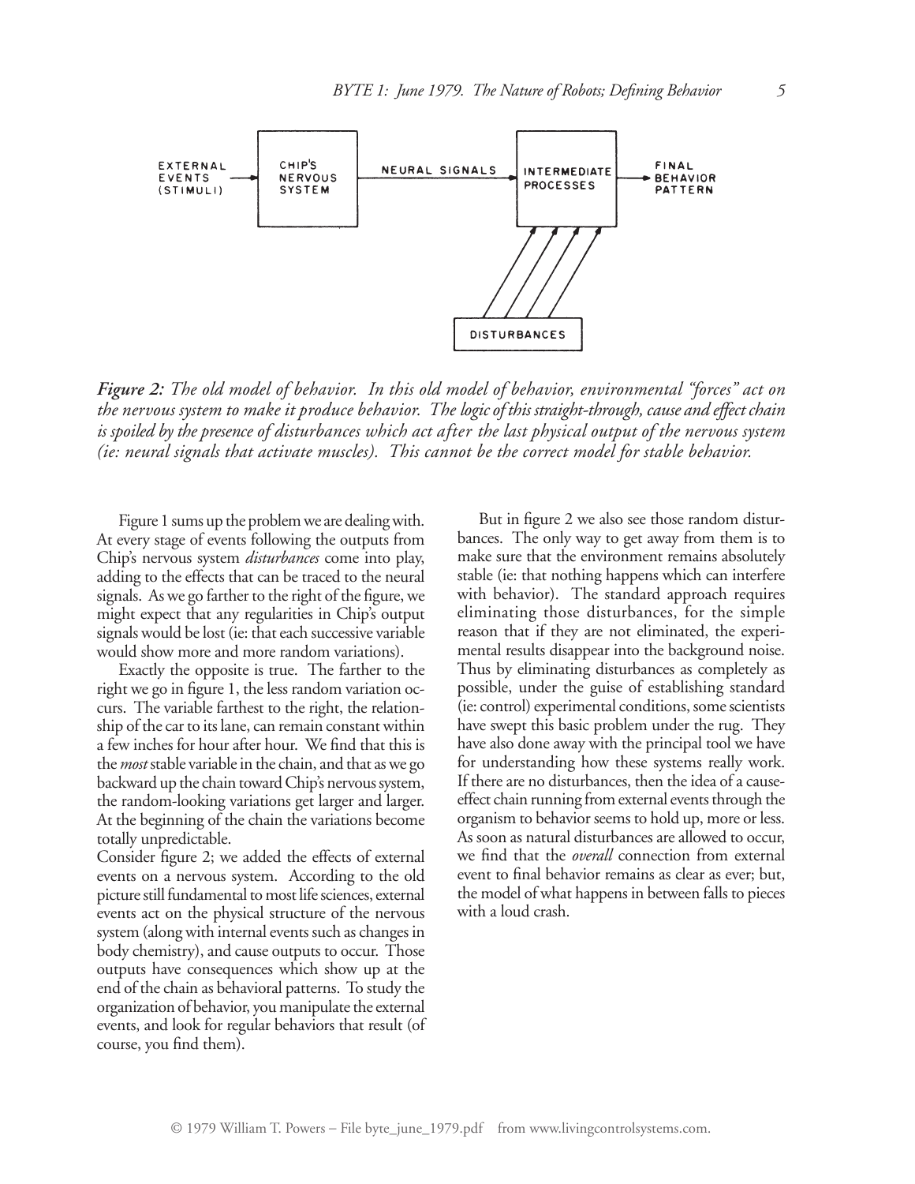*Figure 2: The old model of behavior. In this old model of behavior, environmental "forces" act on the nervous system to make it produce behavior. The logic of this straight-through, cause and effect chain is spoiled by the presence of disturbances which act after the last physical output of the nervous system (ie: neural signals that activate muscles). This cannot be the correct model for stable behavior.*

Figure 1 sums up the problem we are dealing with. At every stage of events following the outputs from Chip's nervous system *disturbances* come into play, adding to the effects that can be traced to the neural signals. As we go farther to the right of the figure, we might expect that any regularities in Chip's output signals would be lost (ie: that each successive variable would show more and more random variations).

Exactly the opposite is true. The farther to the right we go in figure 1, the less random variation occurs. The variable farthest to the right, the relationship of the car to its lane, can remain constant within a few inches for hour after hour. We find that this is the *most* stable variable in the chain, and that as we go backward up the chain toward Chip's nervous system, the random-looking variations get larger and larger. At the beginning of the chain the variations become totally unpredictable.

Consider figure 2; we added the effects of external events on a nervous system. According to the old picture still fundamental to most life sciences, external events act on the physical structure of the nervous system (along with internal events such as changes in body chemistry), and cause outputs to occur. Those outputs have consequences which show up at the end of the chain as behavioral patterns. To study the organization of behavior, you manipulate the external events, and look for regular behaviors that result (of course, you find them).

But in figure 2 we also see those random disturbances. The only way to get away from them is to make sure that the environment remains absolutely stable (ie: that nothing happens which can interfere with behavior). The standard approach requires eliminating those disturbances, for the simple reason that if they are not eliminated, the experimental results disappear into the background noise. Thus by eliminating disturbances as completely as possible, under the guise of establishing standard (ie: control) experimental conditions, some scientists have swept this basic problem under the rug. They have also done away with the principal tool we have for understanding how these systems really work. If there are no disturbances, then the idea of a cause-effect chain running from external events through the organism to behavior seems to hold up, more or less. As soon as natural disturbances are allowed to occur, we find that the *overall* connection from external event to final behavior remains as clear as ever; but, the model of what happens in between falls to pieces with a loud crash.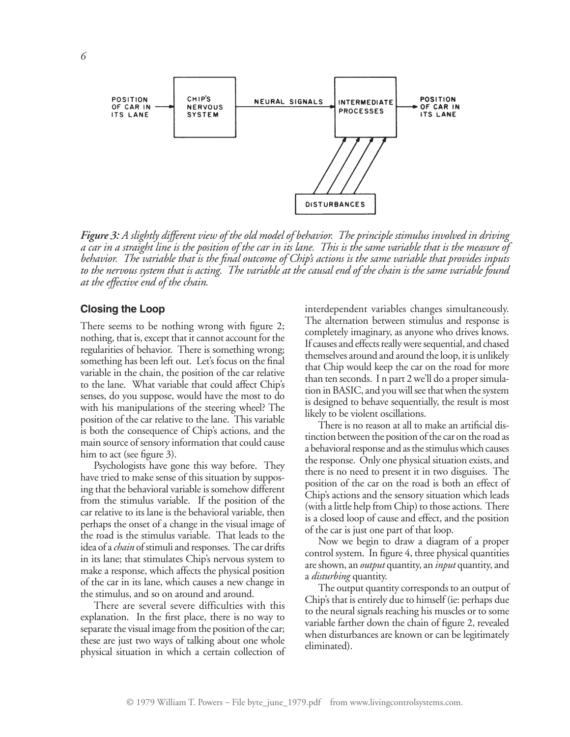*Figure 3: A slightly different view of the old model of behavior. The principle stimulus involved in driving a car in a straight line is the position of the car in its lane. This is the same variable that is the measure of behavior. The variable that is the final outcome of Chip's actions is the same variable that provides inputs to the nervous system that is acting. The variable at the causal end of the chain is the same variable found at the effective end of the chain.*

### Closing the Loop

There seems to be nothing wrong with figure 2; nothing, that is, except that it cannot account for the regularities of behavior. There is something wrong; something has been left out. Let's focus on the final variable in the chain, the position of the car relative to the lane. What variable that could affect Chip's senses, do you suppose, would have the most to do with his manipulations of the steering wheel? The position of the car relative to the lane. This variable is both the consequence of Chip's actions, and the main source of sensory information that could cause him to act (see figure 3).

Psychologists have gone this way before. They have tried to make sense of this situation by supposing that the behavioral variable is somehow different from the stimulus variable. If the position of the car relative to its lane is the behavioral variable, then perhaps the onset of a change in the visual image of the road is the stimulus variable. That leads to the idea of a *chain* of stimuli and responses. The car drifts in its lane; that stimulates Chip's nervous system to make a response, which affects the physical position of the car in its lane, which causes a new change in the stimulus, and so on around and around.

There are several severe difficulties with this explanation. In the first place, there is no way to separate the visual image from the position of the car; these are just two ways of talking about one whole physical situation in which a certain collection of interdependent variables changes simultaneously. The alternation between stimulus and response is completely imaginary, as anyone who drives knows. If causes and effects really were sequential, and chased themselves around and around the loop, it is unlikely that Chip would keep the car on the road for more than ten seconds. I n part 2 we'll do a proper simulation in BASIC, and you will see that when the system is designed to behave sequentially, the result is most likely to be violent oscillations.

There is no reason at all to make an artificial distinction between the position of the car on the road as a behavioral response and as the stimulus which causes the response. Only one physical situation exists, and there is no need to present it in two disguises. The position of the car on the road is both an effect of Chip's actions and the sensory situation which leads (with a little help from Chip) to those actions. There is a closed loop of cause and effect, and the position of the car is just one part of that loop.

Now we begin to draw a diagram of a proper control system. In figure 4, three physical quantities are shown, an *output* quantity, an *input* quantity, and a *disturbing* quantity.

The output quantity corresponds to an output of Chip's that is entirely due to himself (ie: perhaps due to the neural signals reaching his muscles or to some variable farther down the chain of figure 2, revealed when disturbances are known or can be legitimately eliminated).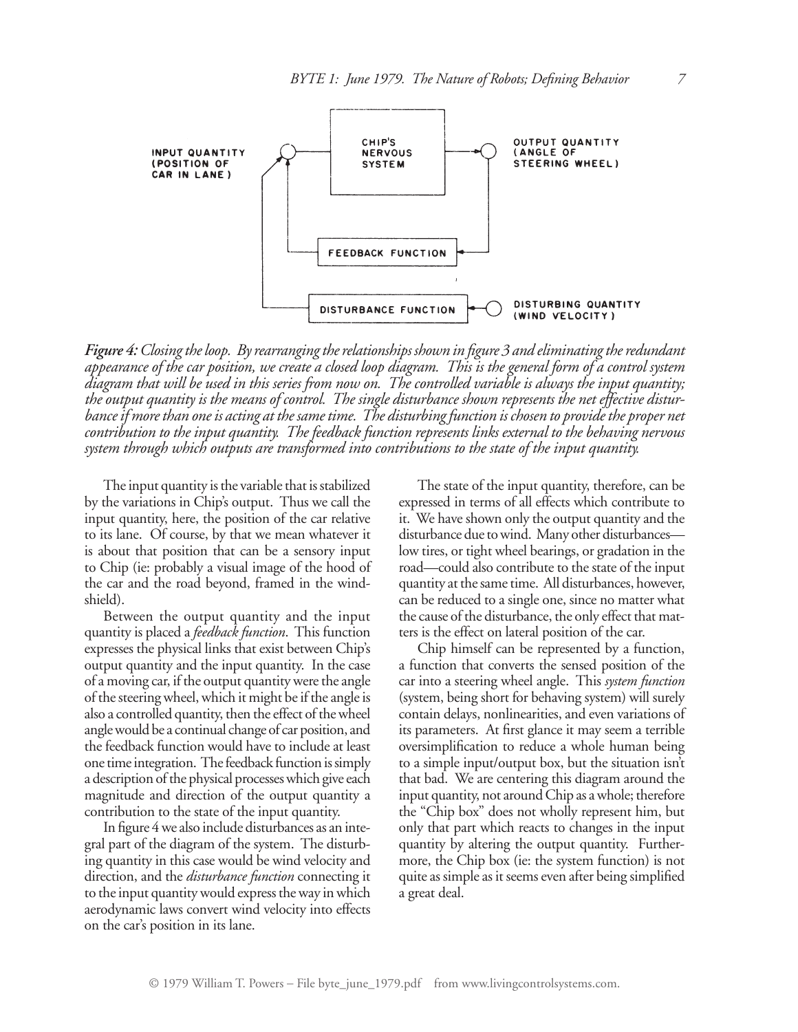*Figure 4: Closing the loop. By rearranging the relationships shown in figure 3 and eliminating the redundant appearance of the car position, we create a closed loop diagram. This is the general form of a control system diagram that will be used in this series from now on. The controlled variable is always the input quantity; the output quantity is the means of control. The single disturbance shown represents the net effective disturbance if more than one is acting at the same time. The disturbing function is chosen to provide the proper net contribution to the input quantity. The feedback function represents links external to the behaving nervous system through which outputs are transformed into contributions to the state of the input quantity.*

The input quantity is the variable that is stabilized by the variations in Chip's output. Thus we call the input quantity, here, the position of the car relative to its lane. Of course, by that we mean whatever it is about that position that can be a sensory input to Chip (ie: probably a visual image of the hood of the car and the road beyond, framed in the windshield).

Between the output quantity and the input quantity is placed a *feedback function*. This function expresses the physical links that exist between Chip's output quantity and the input quantity. In the case of a moving car, if the output quantity were the angle of the steering wheel, which it might be if the angle is also a controlled quantity, then the effect of the wheel angle would be a continual change of car position, and the feedback function would have to include at least one time integration. The feedback function is simply a description of the physical processes which give each magnitude and direction of the output quantity a contribution to the state of the input quantity.

In figure 4 we also include disturbances as an integral part of the diagram of the system. The disturbing quantity in this case would be wind velocity and direction, and the *disturbance function* connecting it to the input quantity would express the way in which aerodynamic laws convert wind velocity into effects on the car's position in its lane.

The state of the input quantity, therefore, can be expressed in terms of all effects which contribute to it. We have shown only the output quantity and the disturbance due to wind. Many other disturbances—low tires, or tight wheel bearings, or gradation in the road—could also contribute to the state of the input quantity at the same time. All disturbances, however, can be reduced to a single one, since no matter what the cause of the disturbance, the only effect that matters is the effect on lateral position of the car.

Chip himself can be represented by a function, a function that converts the sensed position of the car into a steering wheel angle. This *system function* (system, being short for behaving system) will surely contain delays, nonlinearities, and even variations of its parameters. At first glance it may seem a terrible oversimplification to reduce a whole human being to a simple input/output box, but the situation isn't that bad. We are centering this diagram around the input quantity, not around Chip as a whole; therefore the "Chip box" does not wholly represent him, but only that part which reacts to changes in the input quantity by altering the output quantity. Furthermore, the Chip box (ie: the system function) is not quite as simple as it seems even after being simplified a great deal.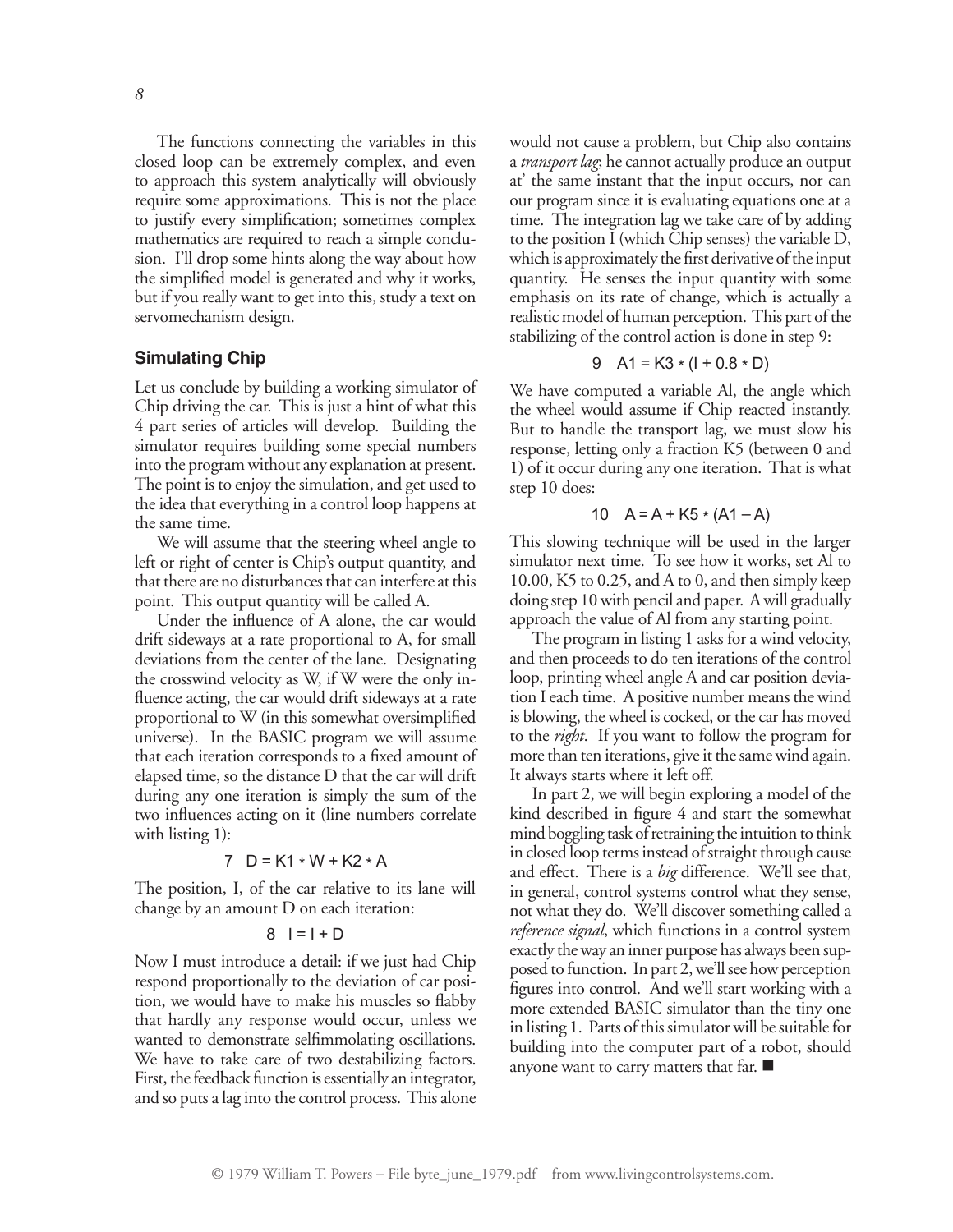The functions connecting the variables in this closed loop can be extremely complex, and even to approach this system analytically will obviously require some approximations. This is not the place to justify every simplification; sometimes complex mathematics are required to reach a simple conclusion. I'll drop some hints along the way about how the simplified model is generated and why it works, but if you really want to get into this, study a text on servomechanism design.

### Simulating Chip

Let us conclude by building a working simulator of Chip driving the car. This is just a hint of what this 4 part series of articles will develop. Building the simulator requires building some special numbers into the program without any explanation at present. The point is to enjoy the simulation, and get used to the idea that everything in a control loop happens at the same time.

We will assume that the steering wheel angle to left or right of center is Chip's output quantity, and that there are no disturbances that can interfere at this point. This output quantity will be called A.

Under the influence of A alone, the car would drift sideways at a rate proportional to A, for small deviations from the center of the lane. Designating the crosswind velocity as W, if W were the only influence acting, the car would drift sideways at a rate proportional to W (in this somewhat oversimplified universe). In the BASIC program we will assume that each iteration corresponds to a fixed amount of elapsed time, so the distance D that the car will drift during any one iteration is simply the sum of the two influences acting on it (line numbers correlate with listing 1):

```
7   D = K1 * W + K2 * A
```

The position, I, of the car relative to its lane will change by an amount D on each iteration:

```
8   I = I + D
```

Now I must introduce a detail: if we just had Chip respond proportionally to the deviation of car position, we would have to make his muscles so flabby that hardly any response would occur, unless we wanted to demonstrate selfimmolating oscillations. We have to take care of two destabilizing factors. First, the feedback function is essentially an integrator, and so puts a lag into the control process. This alone would not cause a problem, but Chip also contains a *transport lag*; he cannot actually produce an output at' the same instant that the input occurs, nor can our program since it is evaluating equations one at a time. The integration lag we take care of by adding to the position I (which Chip senses) the variable D, which is approximately the first derivative of the input quantity. He senses the input quantity with some emphasis on its rate of change, which is actually a realistic model of human perception. This part of the stabilizing of the control action is done in step 9:

```
9   A1 = K3 * (I + 0.8 * D)
```

We have computed a variable Al, the angle which the wheel would assume if Chip reacted instantly. But to handle the transport lag, we must slow his response, letting only a fraction K5 (between 0 and 1) of it occur during any one iteration. That is what step 10 does:

```
10   A = A + K5 * (A1 – A)
```

This slowing technique will be used in the larger simulator next time. To see how it works, set Al to 10.00, K5 to 0.25, and A to 0, and then simply keep doing step 10 with pencil and paper. A will gradually approach the value of Al from any starting point.

The program in listing 1 asks for a wind velocity, and then proceeds to do ten iterations of the control loop, printing wheel angle A and car position deviation I each time. A positive number means the wind is blowing, the wheel is cocked, or the car has moved to the *right*. If you want to follow the program for more than ten iterations, give it the same wind again. It always starts where it left off.

In part 2, we will begin exploring a model of the kind described in figure 4 and start the somewhat mind boggling task of retraining the intuition to think in closed loop terms instead of straight through cause and effect. There is a *big* difference. We'll see that, in general, control systems control what they sense, not what they do. We'll discover something called a *reference signal*, which functions in a control system exactly the way an inner purpose has always been supposed to function. In part 2, we'll see how perception figures into control. And we'll start working with a more extended BASIC simulator than the tiny one in listing 1. Parts of this simulator will be suitable for building into the computer part of a robot, should anyone want to carry matters that far. ■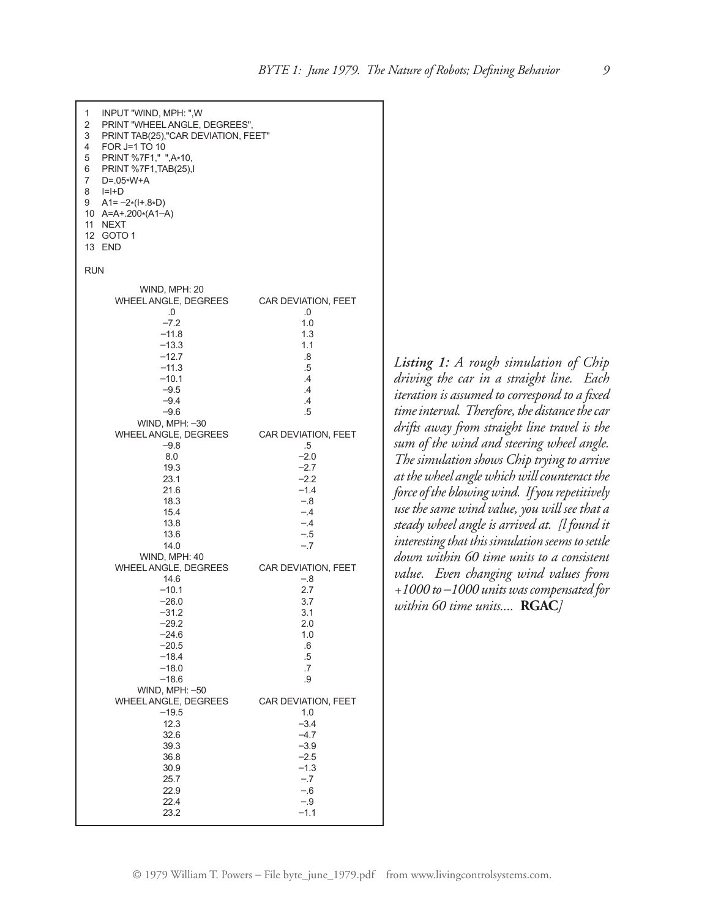```
1   INPUT "WIND, MPH: ",W
2   PRINT "WHEEL ANGLE, DEGREES",
3   PRINT TAB(25),"CAR DEVIATION, FEET"
4   FOR J=1 TO 10
5   PRINT %7F1," ",A*10,
6   PRINT %7F1,TAB(25),I
7   D=.05*W+A
8   I=I+D
9   A1= −2*(I+.8*D)
10  A=A+.200*(A1−A)
11  NEXT
12  GOTO 1
13  END

RUN

          WIND, MPH: 20
       WHEEL ANGLE, DEGREES      CAR DEVIATION, FEET
              .0                          .0
            −7.2                         1.0
           −11.8                         1.3
           −13.3                         1.1
           −12.7                          .8
           −11.3                          .5
           −10.1                          .4
            −9.5                          .4
            −9.4                          .4
            −9.6                          .5
          WIND, MPH: −30
       WHEEL ANGLE, DEGREES      CAR DEVIATION, FEET
            −9.8                          .5
             8.0                        −2.0
            19.3                        −2.7
            23.1                        −2.2
            21.6                        −1.4
            18.3                         −.8
            15.4                         −.4
            13.8                         −.4
            13.6                         −.5
            14.0                         −.7
          WIND, MPH: 40
       WHEEL ANGLE, DEGREES      CAR DEVIATION, FEET
            14.6                         −.8
           −10.1                         2.7
           −26.0                         3.7
           −31.2                         3.1
           −29.2                         2.0
           −24.6                         1.0
           −20.5                          .6
           −18.4                          .5
           −18.0                          .7
           −18.6                          .9
          WIND, MPH: −50
       WHEEL ANGLE, DEGREES      CAR DEVIATION, FEET
           −19.5                         1.0
            12.3                        −3.4
            32.6                        −4.7
            39.3                        −3.9
            36.8                        −2.5
            30.9                        −1.3
            25.7                         −.7
            22.9                         −.6
            22.4                         −.9
            23.2                        −1.1
```

*Listing 1: A rough simulation of Chip driving the car in a straight line. Each iteration is assumed to correspond to a fixed time interval. Therefore, the distance the car drifts away from straight line travel is the sum of the wind and steering wheel angle. The simulation shows Chip trying to arrive at the wheel angle which will counteract the force of the blowing wind. If you repetitively use the same wind value, you will see that a steady wheel angle is arrived at. [I found it interesting that this simulation seems to settle down within 60 time units to a consistent value. Even changing wind values from +1000 to −1000 units was compensated for within 60 time units.... **RGAC**]*

© 1979 William T. Powers – File byte_june_1979.pdf from www.livingcontrolsystems.com.